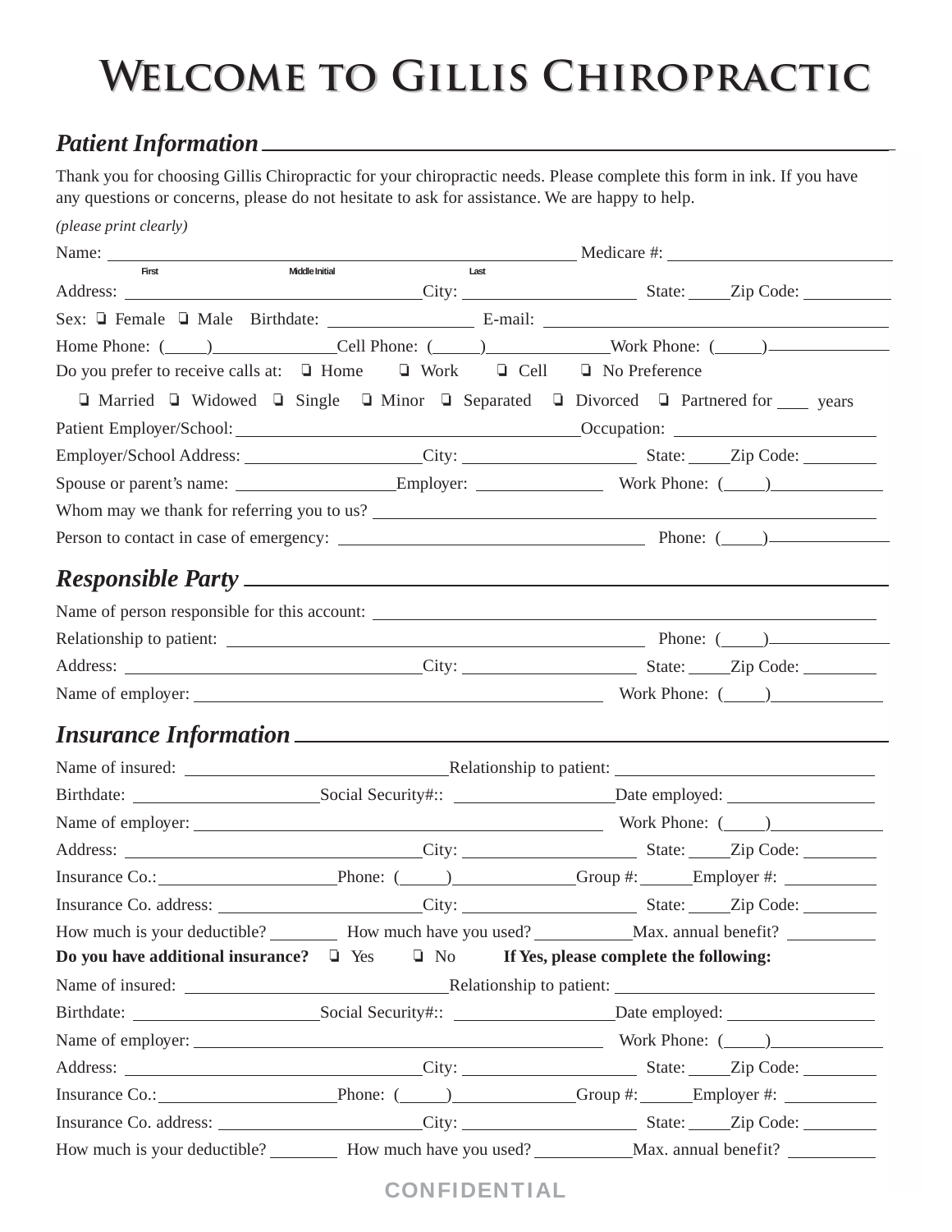# Welcome to Gillis Chiropractic

## *Patient Information*

Thank you for choosing Gillis Chiropractic for your chiropractic needs. Please complete this form in ink. If you have any questions or concerns, please do not hesitate to ask for assistance. We are happy to help.

*(please print clearly)*

Name: ______________________________ Medicare #: ______________________
First Middle Initial Last

Address: ______________________ City: ______________ State: _____ Zip Code: ________

Sex: ❑ Female ❑ Male Birthdate: ____________ E-mail: ______________________________

Home Phone: (_____)__________ Cell Phone: (_____)__________ Work Phone: (_____)__________

Do you prefer to receive calls at: ❑ Home ❑ Work ❑ Cell ❑ No Preference

❑ Married ❑ Widowed ❑ Single ❑ Minor ❑ Separated ❑ Divorced ❑ Partnered for ____ years

Patient Employer/School: ______________________________ Occupation: ________________

Employer/School Address: ______________ City: ______________ State: _____ Zip Code: ________

Spouse or parent's name: ______________ Employer: ____________ Work Phone: (_____)__________

Whom may we thank for referring you to us? ______________________________________

Person to contact in case of emergency: ________________________ Phone: (_____)__________

## *Responsible Party*

Name of person responsible for this account: ______________________________________

Relationship to patient: ________________________________ Phone: (_____)__________

Address: ______________________ City: ______________ State: _____ Zip Code: ________

Name of employer: ________________________________ Work Phone: (_____)__________

## *Insurance Information*

Name of insured: ______________________ Relationship to patient: ______________________

Birthdate: ______________ Social Security#:: ______________ Date employed: ______________

Name of employer: ________________________________ Work Phone: (_____)__________

Address: ______________________ City: ______________ State: _____ Zip Code: ________

Insurance Co.: ______________ Phone: (_____)__________ Group #: ______ Employer #: ________

Insurance Co. address: ________________ City: ______________ State: _____ Zip Code: ________

How much is your deductible? ________ How much have you used? __________ Max. annual benefit? ________

**Do you have additional insurance?** ❑ Yes ❑ No **If Yes, please complete the following:**

Name of insured: ______________________ Relationship to patient: ______________________

Birthdate: ______________ Social Security#:: ______________ Date employed: ______________

Name of employer: ________________________________ Work Phone: (_____)__________

Address: ______________________ City: ______________ State: _____ Zip Code: ________

Insurance Co.: ______________ Phone: (_____)__________ Group #: ______ Employer #: ________

Insurance Co. address: ________________ City: ______________ State: _____ Zip Code: ________

How much is your deductible? ________ How much have you used? __________ Max. annual benefit? ________

CONFIDENTIAL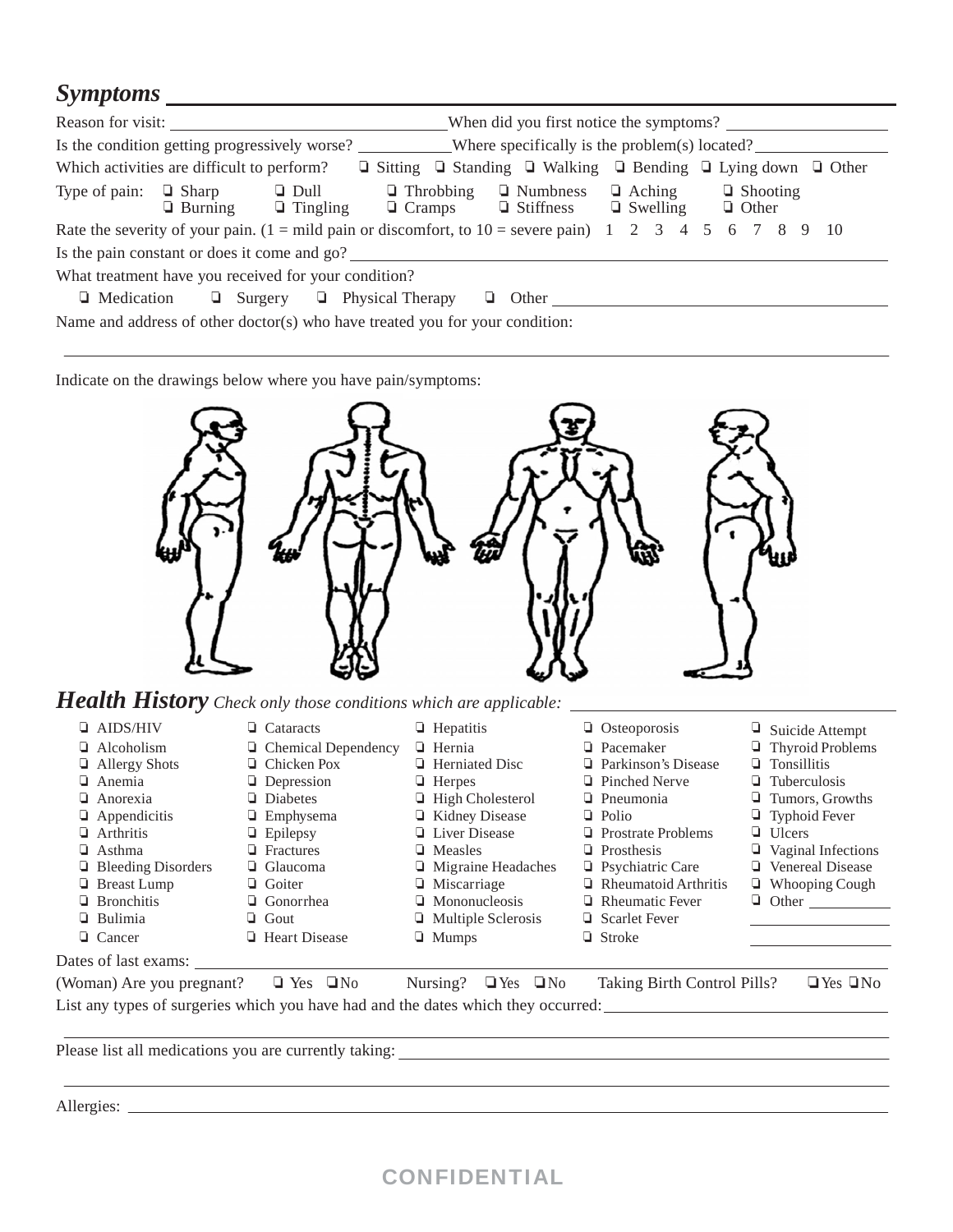## *Symptoms*

Reason for visit: ______________________ When did you first notice the symptoms? ______________

Is the condition getting progressively worse? __________ Where specifically is the problem(s) located? ______________

Which activities are difficult to perform? ❑ Sitting ❑ Standing ❑ Walking ❑ Bending ❑ Lying down ❑ Other

Type of pain: ❑ Sharp ❑ Dull ❑ Throbbing ❑ Numbness ❑ Aching ❑ Shooting ❑ Burning ❑ Tingling ❑ Cramps ❑ Stiffness ❑ Swelling ❑ Other

Rate the severity of your pain. (1 = mild pain or discomfort, to 10 = severe pain) 1 2 3 4 5 6 7 8 9 10

Is the pain constant or does it come and go? ______________________________

What treatment have you received for your condition?

❑ Medication ❑ Surgery ❑ Physical Therapy ❑ Other ______________________

Name and address of other doctor(s) who have treated you for your condition:

______________________________________________________________

Indicate on the drawings below where you have pain/symptoms:

## *Health History* *Check only those conditions which are applicable:* ______________

| | | | | |
|---|---|---|---|---|
| ❑ AIDS/HIV | ❑ Cataracts | ❑ Hepatitis | ❑ Osteoporosis | ❑ Suicide Attempt |
| ❑ Alcoholism | ❑ Chemical Dependency | ❑ Hernia | ❑ Pacemaker | ❑ Thyroid Problems |
| ❑ Allergy Shots | ❑ Chicken Pox | ❑ Herniated Disc | ❑ Parkinson's Disease | ❑ Tonsillitis |
| ❑ Anemia | ❑ Depression | ❑ Herpes | ❑ Pinched Nerve | ❑ Tuberculosis |
| ❑ Anorexia | ❑ Diabetes | ❑ High Cholesterol | ❑ Pneumonia | ❑ Tumors, Growths |
| ❑ Appendicitis | ❑ Emphysema | ❑ Kidney Disease | ❑ Polio | ❑ Typhoid Fever |
| ❑ Arthritis | ❑ Epilepsy | ❑ Liver Disease | ❑ Prostrate Problems | ❑ Ulcers |
| ❑ Asthma | ❑ Fractures | ❑ Measles | ❑ Prosthesis | ❑ Vaginal Infections |
| ❑ Bleeding Disorders | ❑ Glaucoma | ❑ Migraine Headaches | ❑ Psychiatric Care | ❑ Venereal Disease |
| ❑ Breast Lump | ❑ Goiter | ❑ Miscarriage | ❑ Rheumatoid Arthritis | ❑ Whooping Cough |
| ❑ Bronchitis | ❑ Gonorrhea | ❑ Mononucleosis | ❑ Rheumatic Fever | ❑ Other ________ |
| ❑ Bulimia | ❑ Gout | ❑ Multiple Sclerosis | ❑ Scarlet Fever | ________ |
| ❑ Cancer | ❑ Heart Disease | ❑ Mumps | ❑ Stroke | ________ |

Dates of last exams: ______________________________

(Woman) Are you pregnant? ❑ Yes ❑ No Nursing? ❑ Yes ❑ No Taking Birth Control Pills? ❑ Yes ❑ No

List any types of surgeries which you have had and the dates which they occurred: ______________________

______________________________________________________________

Please list all medications you are currently taking: ______________________________

______________________________________________________________

Allergies: ______________________________________________________________

**CONFIDENTIAL**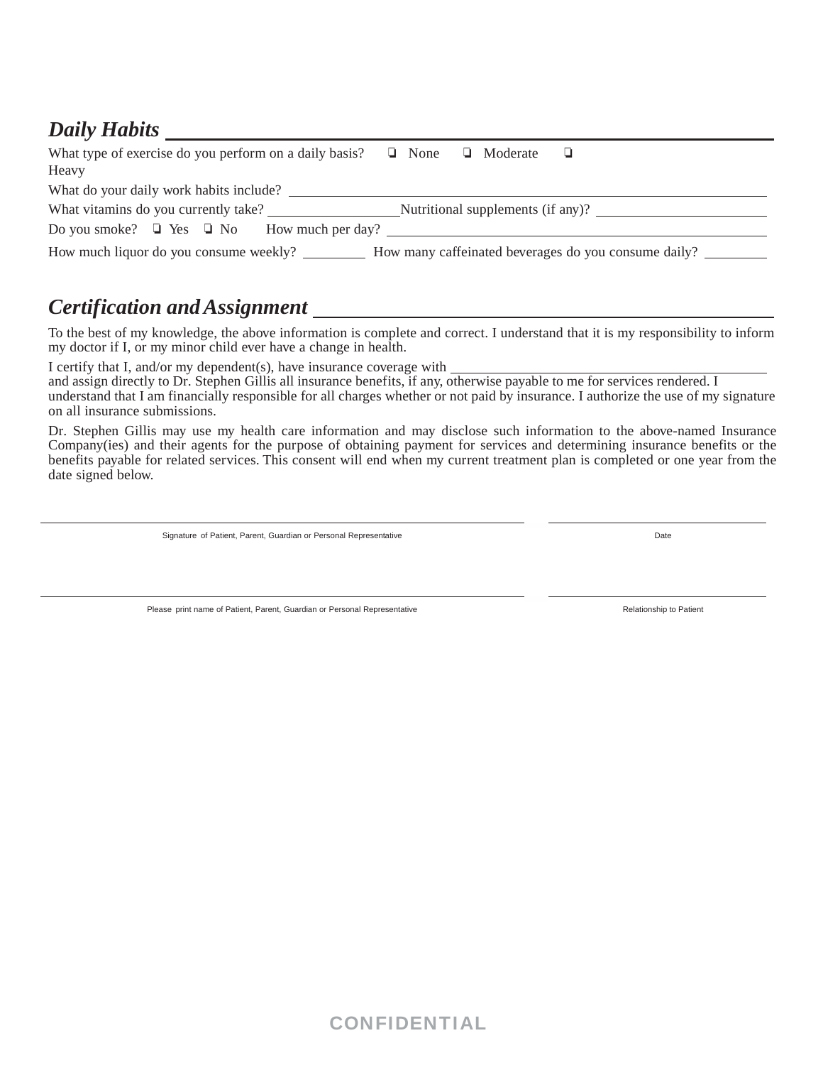## *Daily Habits*

What type of exercise do you perform on a daily basis? ❑ None ❑ Moderate ❑ Heavy

What do your daily work habits include? ______________________________

What vitamins do you currently take? ______________ Nutritional supplements (if any)? ______________

Do you smoke? ❑ Yes ❑ No How much per day? ______________________________

How much liquor do you consume weekly? ________ How many caffeinated beverages do you consume daily? ________

## *Certification and Assignment*

To the best of my knowledge, the above information is complete and correct. I understand that it is my responsibility to inform my doctor if I, or my minor child ever have a change in health.

I certify that I, and/or my dependent(s), have insurance coverage with ______________________________ and assign directly to Dr. Stephen Gillis all insurance benefits, if any, otherwise payable to me for services rendered. I understand that I am financially responsible for all charges whether or not paid by insurance. I authorize the use of my signature on all insurance submissions.

Dr. Stephen Gillis may use my health care information and may disclose such information to the above-named Insurance Company(ies) and their agents for the purpose of obtaining payment for services and determining insurance benefits or the benefits payable for related services. This consent will end when my current treatment plan is completed or one year from the date signed below.

______________________________ ______________

Signature of Patient, Parent, Guardian or Personal Representative — Date

______________________________ ______________

Please print name of Patient, Parent, Guardian or Personal Representative — Relationship to Patient

CONFIDENTIAL